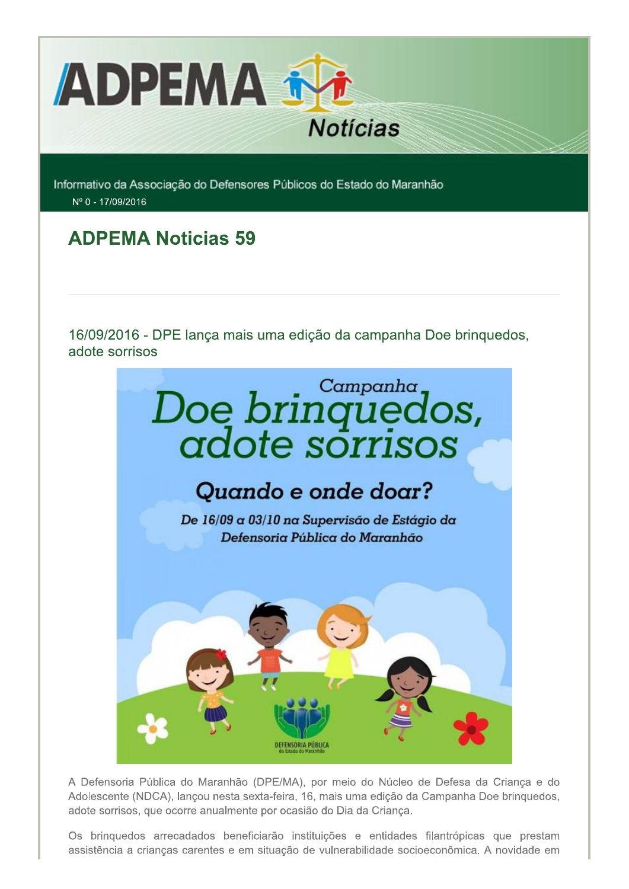ADPEMA Notícias

Informativo da Associação do Defensores Públicos do Estado do Maranhão

Nº 0 - 17/09/2016

# ADPEMA Noticias 59

## 16/09/2016 - DPE lança mais uma edição da campanha Doe brinquedos, adote sorrisos

A Defensoria Pública do Maranhão (DPE/MA), por meio do Núcleo de Defesa da Criança e do Adolescente (NDCA), lançou nesta sexta-feira, 16, mais uma edição da Campanha Doe brinquedos, adote sorrisos, que ocorre anualmente por ocasião do Dia da Criança.

Os brinquedos arrecadados beneficiarão instituições e entidades filantrópicas que prestam assistência a crianças carentes e em situação de vulnerabilidade socioeconômica. A novidade em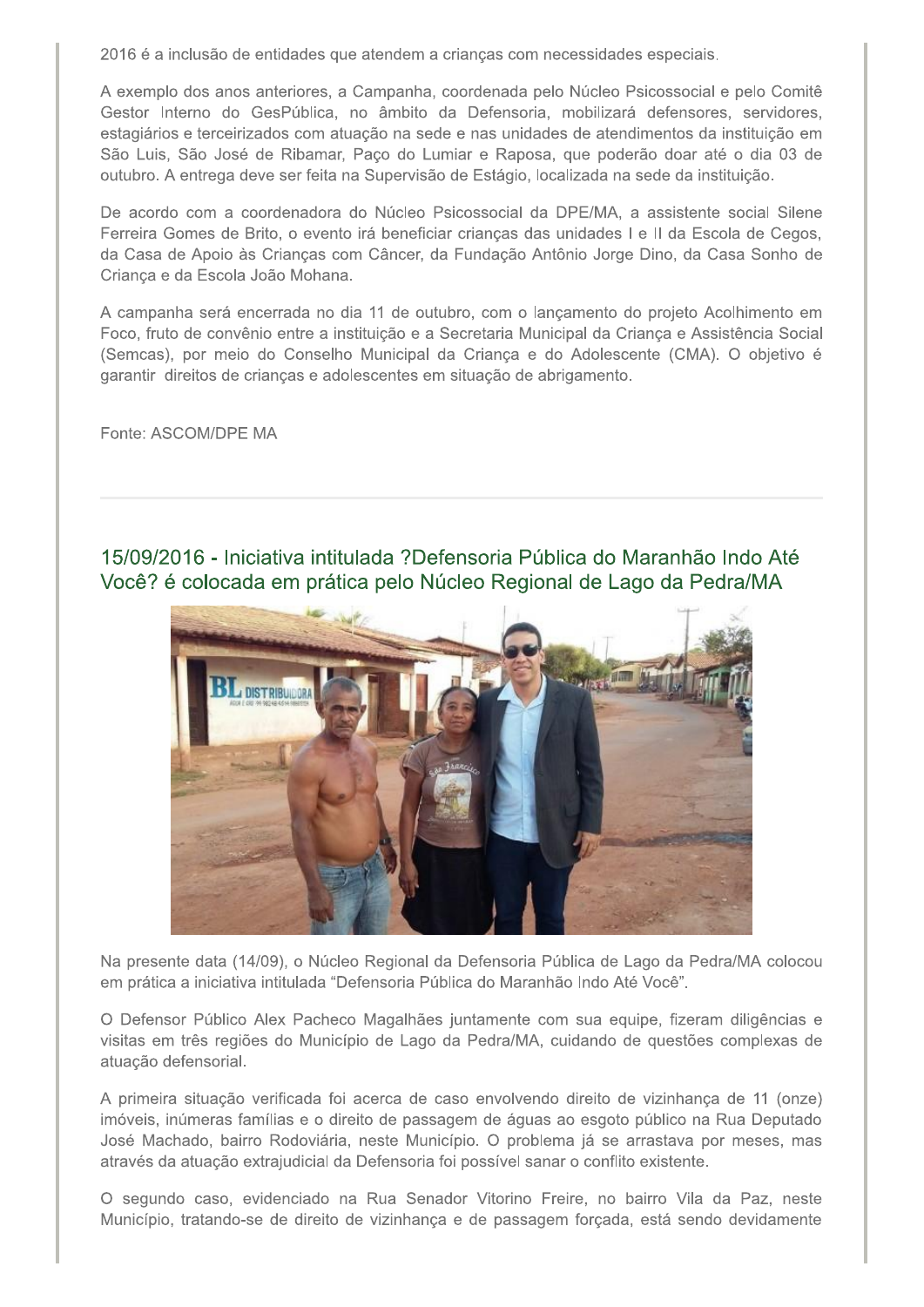2016 é a inclusão de entidades que atendem a crianças com necessidades especiais.

A exemplo dos anos anteriores, a Campanha, coordenada pelo Núcleo Psicossocial e pelo Comitê Gestor Interno do GesPública, no âmbito da Defensoria, mobilizará defensores, servidores, estagiários e terceirizados com atuação na sede e nas unidades de atendimentos da instituição em São Luis, São José de Ribamar, Paço do Lumiar e Raposa, que poderão doar até o dia 03 de outubro. A entrega deve ser feita na Supervisão de Estágio, localizada na sede da instituição.

De acordo com a coordenadora do Núcleo Psicossocial da DPE/MA, a assistente social Silene Ferreira Gomes de Brito, o evento irá beneficiar crianças das unidades I e II da Escola de Cegos, da Casa de Apoio às Crianças com Câncer, da Fundação Antônio Jorge Dino, da Casa Sonho de Criança e da Escola João Mohana.

A campanha será encerrada no dia 11 de outubro, com o lançamento do projeto Acolhimento em Foco, fruto de convênio entre a instituição e a Secretaria Municipal da Criança e Assistência Social (Semcas), por meio do Conselho Municipal da Criança e do Adolescente (CMA). O objetivo é garantir direitos de crianças e adolescentes em situação de abrigamento.

Fonte: ASCOM/DPE MA

---

## 15/09/2016 - Iniciativa intitulada ?Defensoria Pública do Maranhão Indo Até Você? é colocada em prática pelo Núcleo Regional de Lago da Pedra/MA

Na presente data (14/09), o Núcleo Regional da Defensoria Pública de Lago da Pedra/MA colocou em prática a iniciativa intitulada "Defensoria Pública do Maranhão Indo Até Você".

O Defensor Público Alex Pacheco Magalhães juntamente com sua equipe, fizeram diligências e visitas em três regiões do Município de Lago da Pedra/MA, cuidando de questões complexas de atuação defensorial.

A primeira situação verificada foi acerca de caso envolvendo direito de vizinhança de 11 (onze) imóveis, inúmeras famílias e o direito de passagem de águas ao esgoto público na Rua Deputado José Machado, bairro Rodoviária, neste Município. O problema já se arrastava por meses, mas através da atuação extrajudicial da Defensoria foi possível sanar o conflito existente.

O segundo caso, evidenciado na Rua Senador Vitorino Freire, no bairro Vila da Paz, neste Município, tratando-se de direito de vizinhança e de passagem forçada, está sendo devidamente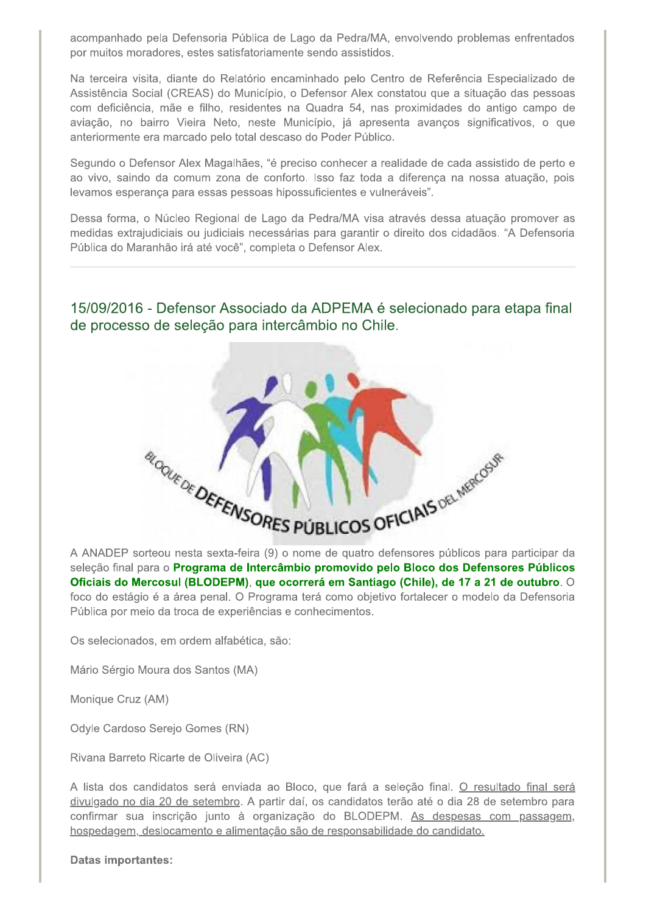acompanhado pela Defensoria Pública de Lago da Pedra/MA, envolvendo problemas enfrentados por muitos moradores, estes satisfatoriamente sendo assistidos.

Na terceira visita, diante do Relatório encaminhado pelo Centro de Referência Especializado de Assistência Social (CREAS) do Município, o Defensor Alex constatou que a situação das pessoas com deficiência, mãe e filho, residentes na Quadra 54, nas proximidades do antigo campo de aviação, no bairro Vieira Neto, neste Município, já apresenta avanços significativos, o que anteriormente era marcado pelo total descaso do Poder Público.

Segundo o Defensor Alex Magalhães, "é preciso conhecer a realidade de cada assistido de perto e ao vivo, saindo da comum zona de conforto. Isso faz toda a diferença na nossa atuação, pois levamos esperança para essas pessoas hipossuficientes e vulneráveis".

Dessa forma, o Núcleo Regional de Lago da Pedra/MA visa através dessa atuação promover as medidas extrajudiciais ou judiciais necessárias para garantir o direito dos cidadãos. "A Defensoria Pública do Maranhão irá até você", completa o Defensor Alex.

---

## 15/09/2016 - Defensor Associado da ADPEMA é selecionado para etapa final de processo de seleção para intercâmbio no Chile.

BLOQUE DE DEFENSORES PÚBLICOS OFICIALES DEL MERCOSUR

A ANADEP sorteou nesta sexta-feira (9) o nome de quatro defensores públicos para participar da seleção final para o **Programa de Intercâmbio promovido pelo Bloco dos Defensores Públicos Oficiais do Mercosul (BLODEPM), que ocorrerá em Santiago (Chile), de 17 a 21 de outubro**. O foco do estágio é a área penal. O Programa terá como objetivo fortalecer o modelo da Defensoria Pública por meio da troca de experiências e conhecimentos.

Os selecionados, em ordem alfabética, são:

Mário Sérgio Moura dos Santos (MA)

Monique Cruz (AM)

Odyle Cardoso Serejo Gomes (RN)

Rivana Barreto Ricarte de Oliveira (AC)

A lista dos candidatos será enviada ao Bloco, que fará a seleção final. O resultado final será divulgado no dia 20 de setembro. A partir daí, os candidatos terão até o dia 28 de setembro para confirmar sua inscrição junto à organização do BLODEPM. As despesas com passagem, hospedagem, deslocamento e alimentação são de responsabilidade do candidato.

**Datas importantes:**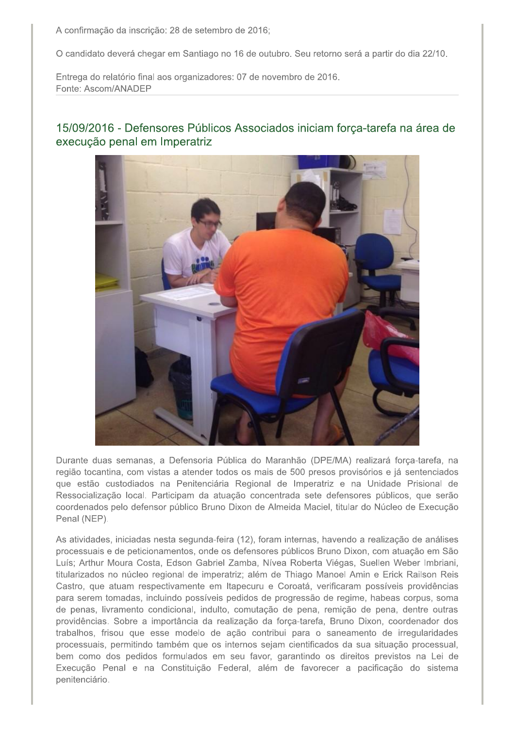A confirmação da inscrição: 28 de setembro de 2016;

O candidato deverá chegar em Santiago no 16 de outubro. Seu retorno será a partir do dia 22/10.

Entrega do relatório final aos organizadores: 07 de novembro de 2016.
Fonte: Ascom/ANADEP

## 15/09/2016 - Defensores Públicos Associados iniciam força-tarefa na área de execução penal em Imperatriz

Durante duas semanas, a Defensoria Pública do Maranhão (DPE/MA) realizará força-tarefa, na região tocantina, com vistas a atender todos os mais de 500 presos provisórios e já sentenciados que estão custodiados na Penitenciária Regional de Imperatriz e na Unidade Prisional de Ressocialização local. Participam da atuação concentrada sete defensores públicos, que serão coordenados pelo defensor público Bruno Dixon de Almeida Maciel, titular do Núcleo de Execução Penal (NEP).

As atividades, iniciadas nesta segunda-feira (12), foram internas, havendo a realização de análises processuais e de peticionamentos, onde os defensores públicos Bruno Dixon, com atuação em São Luís; Arthur Moura Costa, Edson Gabriel Zamba, Nívea Roberta Viégas, Suellen Weber Imbriani, titularizados no núcleo regional de imperatriz; além de Thiago Manoel Amin e Erick Railson Reis Castro, que atuam respectivamente em Itapecuru e Coroatá, verificaram possíveis providências para serem tomadas, incluindo possíveis pedidos de progressão de regime, habeas corpus, soma de penas, livramento condicional, indulto, comutação de pena, remição de pena, dentre outras providências. Sobre a importância da realização da força-tarefa, Bruno Dixon, coordenador dos trabalhos, frisou que esse modelo de ação contribui para o saneamento de irregularidades processuais, permitindo também que os internos sejam cientificados da sua situação processual, bem como dos pedidos formulados em seu favor, garantindo os direitos previstos na Lei de Execução Penal e na Constituição Federal, além de favorecer a pacificação do sistema penitenciário.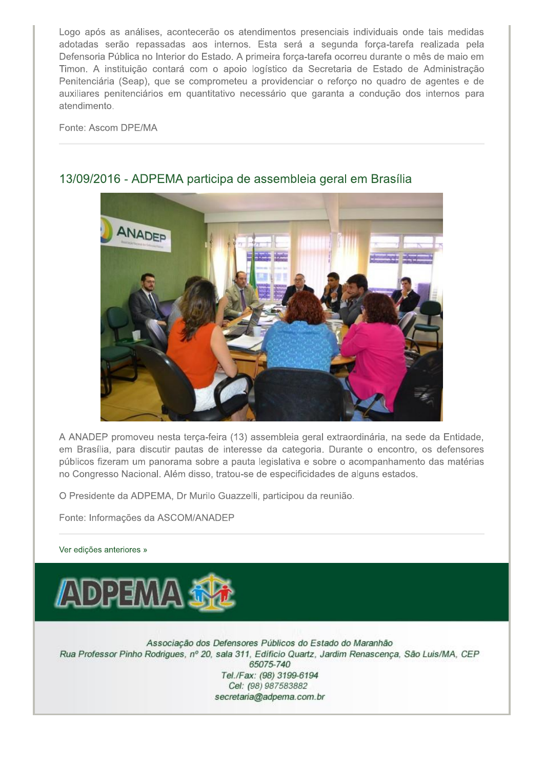Logo após as análises, acontecerão os atendimentos presenciais individuais onde tais medidas adotadas serão repassadas aos internos. Esta será a segunda força-tarefa realizada pela Defensoria Pública no Interior do Estado. A primeira força-tarefa ocorreu durante o mês de maio em Timon. A instituição contará com o apoio logístico da Secretaria de Estado de Administração Penitenciária (Seap), que se comprometeu a providenciar o reforço no quadro de agentes e de auxiliares penitenciários em quantitativo necessário que garanta a condução dos internos para atendimento.

Fonte: Ascom DPE/MA

---

## 13/09/2016 - ADPEMA participa de assembleia geral em Brasília

A ANADEP promoveu nesta terça-feira (13) assembleia geral extraordinária, na sede da Entidade, em Brasília, para discutir pautas de interesse da categoria. Durante o encontro, os defensores públicos fizeram um panorama sobre a pauta legislativa e sobre o acompanhamento das matérias no Congresso Nacional. Além disso, tratou-se de especificidades de alguns estados.

O Presidente da ADPEMA, Dr Murilo Guazzelli, participou da reunião.

Fonte: Informações da ASCOM/ANADEP

---

Ver edições anteriores »

ADPEMA

*Associação dos Defensores Públicos do Estado do Maranhão*
*Rua Professor Pinho Rodrigues, nº 20, sala 311, Edifício Quartz, Jardim Renascença, São Luís/MA, CEP 65075-740*
*Tel./Fax: (98) 3199-6194*
*Cel: (98) 987583882*
*secretaria@adpema.com.br*